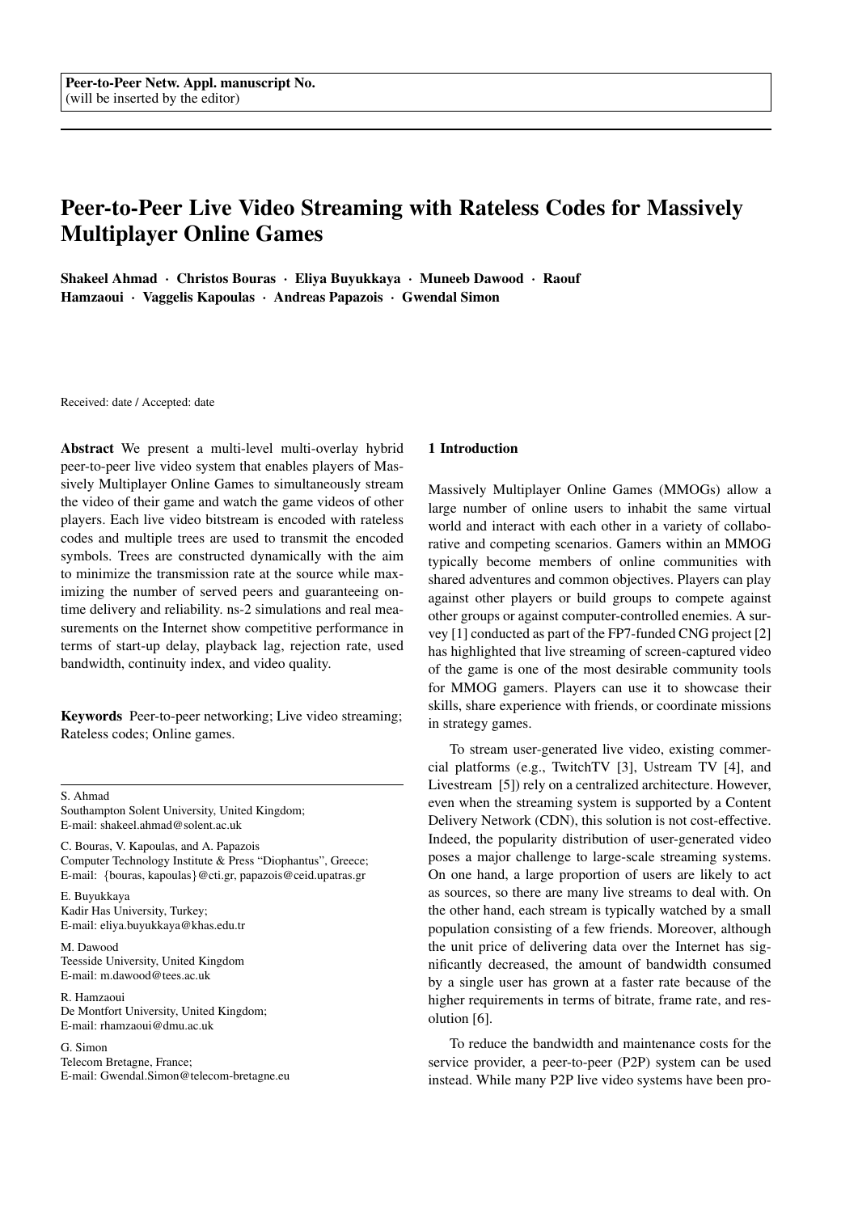Peer-to-Peer Netw. Appl. manuscript No.
(will be inserted by the editor)

# Peer-to-Peer Live Video Streaming with Rateless Codes for Massively Multiplayer Online Games

**Shakeel Ahmad · Christos Bouras · Eliya Buyukkaya · Muneeb Dawood · Raouf Hamzaoui · Vaggelis Kapoulas · Andreas Papazois · Gwendal Simon**

Received: date / Accepted: date

**Abstract** We present a multi-level multi-overlay hybrid peer-to-peer live video system that enables players of Massively Multiplayer Online Games to simultaneously stream the video of their game and watch the game videos of other players. Each live video bitstream is encoded with rateless codes and multiple trees are used to transmit the encoded symbols. Trees are constructed dynamically with the aim to minimize the transmission rate at the source while maximizing the number of served peers and guaranteeing on-time delivery and reliability. ns-2 simulations and real measurements on the Internet show competitive performance in terms of start-up delay, playback lag, rejection rate, used bandwidth, continuity index, and video quality.

**Keywords** Peer-to-peer networking; Live video streaming; Rateless codes; Online games.

S. Ahmad
Southampton Solent University, United Kingdom;
E-mail: shakeel.ahmad@solent.ac.uk

C. Bouras, V. Kapoulas, and A. Papazois
Computer Technology Institute & Press "Diophantus", Greece;
E-mail: {bouras, kapoulas}@cti.gr, papazois@ceid.upatras.gr

E. Buyukkaya
Kadir Has University, Turkey;
E-mail: eliya.buyukkaya@khas.edu.tr

M. Dawood
Teesside University, United Kingdom
E-mail: m.dawood@tees.ac.uk

R. Hamzaoui
De Montfort University, United Kingdom;
E-mail: rhamzaoui@dmu.ac.uk

G. Simon
Telecom Bretagne, France;
E-mail: Gwendal.Simon@telecom-bretagne.eu

## 1 Introduction

Massively Multiplayer Online Games (MMOGs) allow a large number of online users to inhabit the same virtual world and interact with each other in a variety of collaborative and competing scenarios. Gamers within an MMOG typically become members of online communities with shared adventures and common objectives. Players can play against other players or build groups to compete against other groups or against computer-controlled enemies. A survey [1] conducted as part of the FP7-funded CNG project [2] has highlighted that live streaming of screen-captured video of the game is one of the most desirable community tools for MMOG gamers. Players can use it to showcase their skills, share experience with friends, or coordinate missions in strategy games.

To stream user-generated live video, existing commercial platforms (e.g., TwitchTV [3], Ustream TV [4], and Livestream [5]) rely on a centralized architecture. However, even when the streaming system is supported by a Content Delivery Network (CDN), this solution is not cost-effective. Indeed, the popularity distribution of user-generated video poses a major challenge to large-scale streaming systems. On one hand, a large proportion of users are likely to act as sources, so there are many live streams to deal with. On the other hand, each stream is typically watched by a small population consisting of a few friends. Moreover, although the unit price of delivering data over the Internet has significantly decreased, the amount of bandwidth consumed by a single user has grown at a faster rate because of the higher requirements in terms of bitrate, frame rate, and resolution [6].

To reduce the bandwidth and maintenance costs for the service provider, a peer-to-peer (P2P) system can be used instead. While many P2P live video systems have been pro-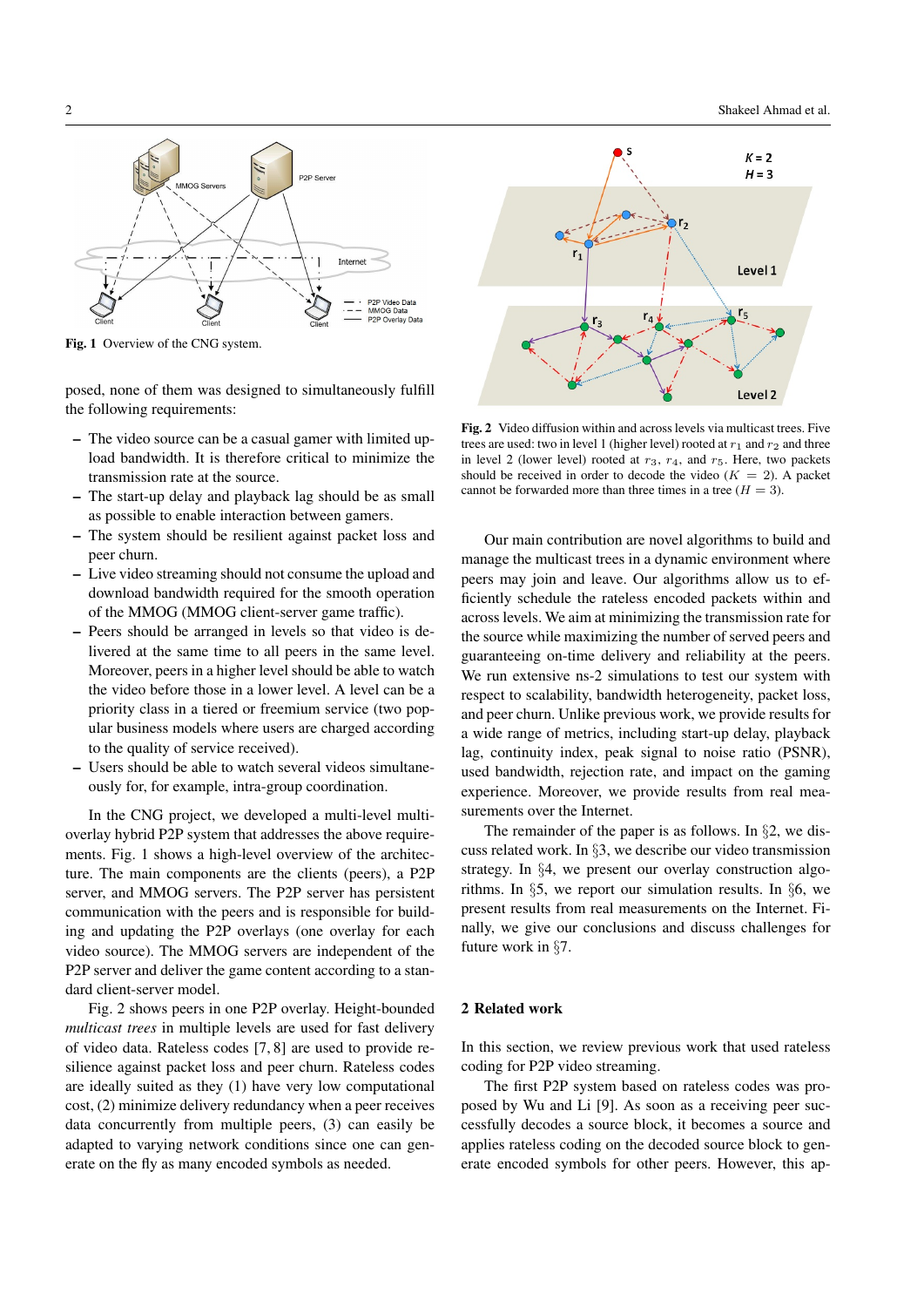Fig. 1 Overview of the CNG system.

posed, none of them was designed to simultaneously fulfill the following requirements:

- The video source can be a casual gamer with limited upload bandwidth. It is therefore critical to minimize the transmission rate at the source.
- The start-up delay and playback lag should be as small as possible to enable interaction between gamers.
- The system should be resilient against packet loss and peer churn.
- Live video streaming should not consume the upload and download bandwidth required for the smooth operation of the MMOG (MMOG client-server game traffic).
- Peers should be arranged in levels so that video is delivered at the same time to all peers in the same level. Moreover, peers in a higher level should be able to watch the video before those in a lower level. A level can be a priority class in a tiered or freemium service (two popular business models where users are charged according to the quality of service received).
- Users should be able to watch several videos simultaneously for, for example, intra-group coordination.

In the CNG project, we developed a multi-level multi-overlay hybrid P2P system that addresses the above requirements. Fig. 1 shows a high-level overview of the architecture. The main components are the clients (peers), a P2P server, and MMOG servers. The P2P server has persistent communication with the peers and is responsible for building and updating the P2P overlays (one overlay for each video source). The MMOG servers are independent of the P2P server and deliver the game content according to a standard client-server model.

Fig. 2 shows peers in one P2P overlay. Height-bounded *multicast trees* in multiple levels are used for fast delivery of video data. Rateless codes [7, 8] are used to provide resilience against packet loss and peer churn. Rateless codes are ideally suited as they (1) have very low computational cost, (2) minimize delivery redundancy when a peer receives data concurrently from multiple peers, (3) can easily be adapted to varying network conditions since one can generate on the fly as many encoded symbols as needed.

Fig. 2 Video diffusion within and across levels via multicast trees. Five trees are used: two in level 1 (higher level) rooted at $r_1$ and $r_2$ and three in level 2 (lower level) rooted at $r_3$, $r_4$, and $r_5$. Here, two packets should be received in order to decode the video ($K = 2$). A packet cannot be forwarded more than three times in a tree ($H = 3$).

Our main contribution are novel algorithms to build and manage the multicast trees in a dynamic environment where peers may join and leave. Our algorithms allow us to efficiently schedule the rateless encoded packets within and across levels. We aim at minimizing the transmission rate for the source while maximizing the number of served peers and guaranteeing on-time delivery and reliability at the peers. We run extensive ns-2 simulations to test our system with respect to scalability, bandwidth heterogeneity, packet loss, and peer churn. Unlike previous work, we provide results for a wide range of metrics, including start-up delay, playback lag, continuity index, peak signal to noise ratio (PSNR), used bandwidth, rejection rate, and impact on the gaming experience. Moreover, we provide results from real measurements over the Internet.

The remainder of the paper is as follows. In §2, we discuss related work. In §3, we describe our video transmission strategy. In §4, we present our overlay construction algorithms. In §5, we report our simulation results. In §6, we present results from real measurements on the Internet. Finally, we give our conclusions and discuss challenges for future work in §7.

## 2 Related work

In this section, we review previous work that used rateless coding for P2P video streaming.

The first P2P system based on rateless codes was proposed by Wu and Li [9]. As soon as a receiving peer successfully decodes a source block, it becomes a source and applies rateless coding on the decoded source block to generate encoded symbols for other peers. However, this ap-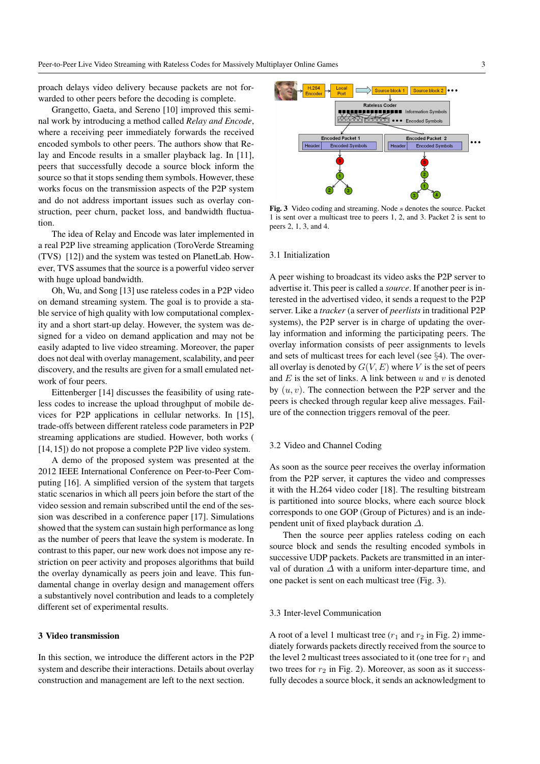proach delays video delivery because packets are not forwarded to other peers before the decoding is complete.

Grangetto, Gaeta, and Sereno [10] improved this seminal work by introducing a method called *Relay and Encode*, where a receiving peer immediately forwards the received encoded symbols to other peers. The authors show that Relay and Encode results in a smaller playback lag. In [11], peers that successfully decode a source block inform the source so that it stops sending them symbols. However, these works focus on the transmission aspects of the P2P system and do not address important issues such as overlay construction, peer churn, packet loss, and bandwidth fluctuation.

The idea of Relay and Encode was later implemented in a real P2P live streaming application (ToroVerde Streaming (TVS) [12]) and the system was tested on PlanetLab. However, TVS assumes that the source is a powerful video server with huge upload bandwidth.

Oh, Wu, and Song [13] use rateless codes in a P2P video on demand streaming system. The goal is to provide a stable service of high quality with low computational complexity and a short start-up delay. However, the system was designed for a video on demand application and may not be easily adapted to live video streaming. Moreover, the paper does not deal with overlay management, scalability, and peer discovery, and the results are given for a small emulated network of four peers.

Eittenberger [14] discusses the feasibility of using rateless codes to increase the upload throughput of mobile devices for P2P applications in cellular networks. In [15], trade-offs between different rateless code parameters in P2P streaming applications are studied. However, both works ( [14, 15]) do not propose a complete P2P live video system.

A demo of the proposed system was presented at the 2012 IEEE International Conference on Peer-to-Peer Computing [16]. A simplified version of the system that targets static scenarios in which all peers join before the start of the video session and remain subscribed until the end of the session was described in a conference paper [17]. Simulations showed that the system can sustain high performance as long as the number of peers that leave the system is moderate. In contrast to this paper, our new work does not impose any restriction on peer activity and proposes algorithms that build the overlay dynamically as peers join and leave. This fundamental change in overlay design and management offers a substantively novel contribution and leads to a completely different set of experimental results.

## 3 Video transmission

In this section, we introduce the different actors in the P2P system and describe their interactions. Details about overlay construction and management are left to the next section.

**Fig. 3** Video coding and streaming. Node $s$ denotes the source. Packet 1 is sent over a multicast tree to peers 1, 2, and 3. Packet 2 is sent to peers 2, 1, 3, and 4.

### 3.1 Initialization

A peer wishing to broadcast its video asks the P2P server to advertise it. This peer is called a *source*. If another peer is interested in the advertised video, it sends a request to the P2P server. Like a *tracker* (a server of *peerlists* in traditional P2P systems), the P2P server is in charge of updating the overlay information and informing the participating peers. The overlay information consists of peer assignments to levels and sets of multicast trees for each level (see §4). The overall overlay is denoted by $G(V, E)$ where $V$ is the set of peers and $E$ is the set of links. A link between $u$ and $v$ is denoted by $(u, v)$. The connection between the P2P server and the peers is checked through regular keep alive messages. Failure of the connection triggers removal of the peer.

### 3.2 Video and Channel Coding

As soon as the source peer receives the overlay information from the P2P server, it captures the video and compresses it with the H.264 video coder [18]. The resulting bitstream is partitioned into source blocks, where each source block corresponds to one GOP (Group of Pictures) and is an independent unit of fixed playback duration $\Delta$.

Then the source peer applies rateless coding on each source block and sends the resulting encoded symbols in successive UDP packets. Packets are transmitted in an interval of duration $\Delta$ with a uniform inter-departure time, and one packet is sent on each multicast tree (Fig. 3).

### 3.3 Inter-level Communication

A root of a level 1 multicast tree ($r_1$ and $r_2$ in Fig. 2) immediately forwards packets directly received from the source to the level 2 multicast trees associated to it (one tree for $r_1$ and two trees for $r_2$ in Fig. 2). Moreover, as soon as it successfully decodes a source block, it sends an acknowledgment to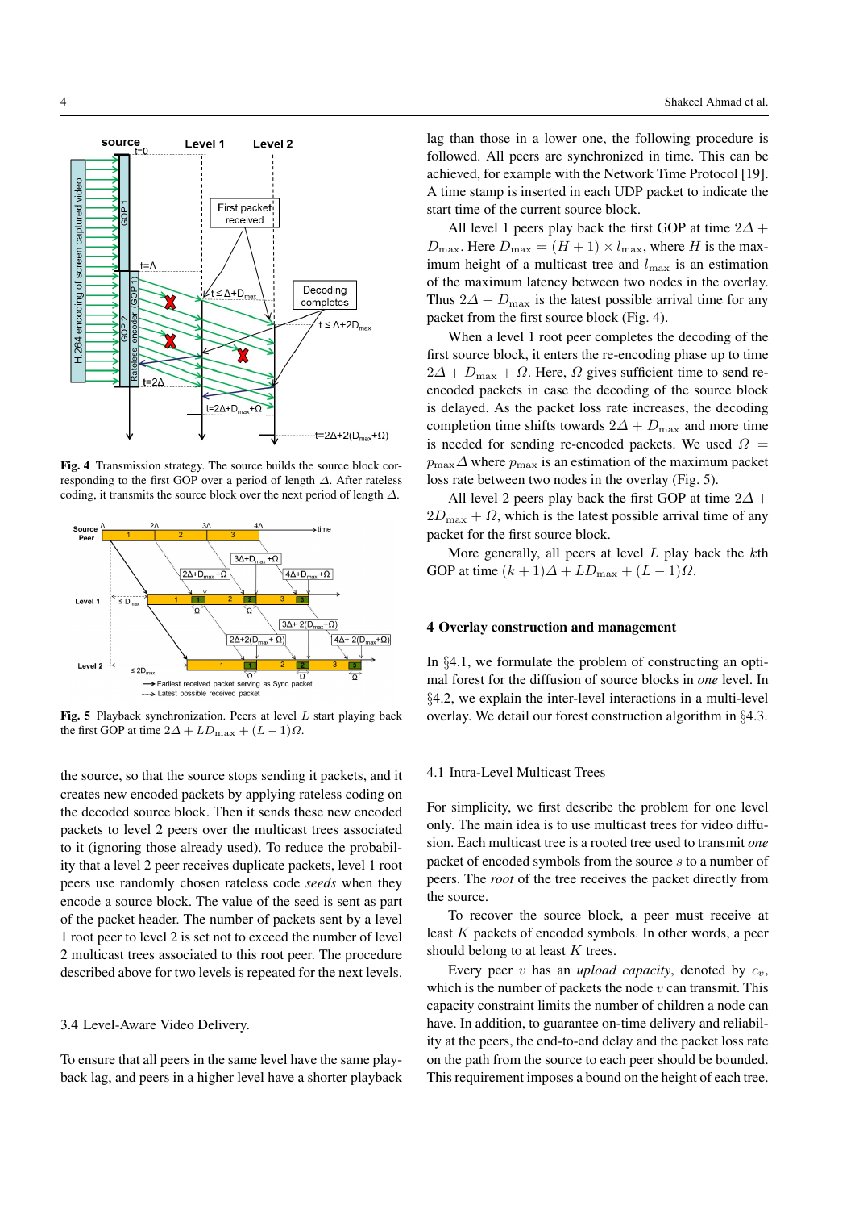Fig. 4 Transmission strategy. The source builds the source block corresponding to the first GOP over a period of length $\Delta$. After rateless coding, it transmits the source block over the next period of length $\Delta$.

Fig. 5 Playback synchronization. Peers at level $L$ start playing back the first GOP at time $2\Delta + LD_{\max} + (L-1)\Omega$.

the source, so that the source stops sending it packets, and it creates new encoded packets by applying rateless coding on the decoded source block. Then it sends these new encoded packets to level 2 peers over the multicast trees associated to it (ignoring those already used). To reduce the probability that a level 2 peer receives duplicate packets, level 1 root peers use randomly chosen rateless code *seeds* when they encode a source block. The value of the seed is sent as part of the packet header. The number of packets sent by a level 1 root peer to level 2 is set not to exceed the number of level 2 multicast trees associated to this root peer. The procedure described above for two levels is repeated for the next levels.

### 3.4 Level-Aware Video Delivery.

To ensure that all peers in the same level have the same playback lag, and peers in a higher level have a shorter playback lag than those in a lower one, the following procedure is followed. All peers are synchronized in time. This can be achieved, for example with the Network Time Protocol [19]. A time stamp is inserted in each UDP packet to indicate the start time of the current source block.

All level 1 peers play back the first GOP at time $2\Delta + D_{\max}$. Here $D_{\max} = (H+1) \times l_{\max}$, where $H$ is the maximum height of a multicast tree and $l_{\max}$ is an estimation of the maximum latency between two nodes in the overlay. Thus $2\Delta + D_{\max}$ is the latest possible arrival time for any packet from the first source block (Fig. 4).

When a level 1 root peer completes the decoding of the first source block, it enters the re-encoding phase up to time $2\Delta + D_{\max} + \Omega$. Here, $\Omega$ gives sufficient time to send re-encoded packets in case the decoding of the source block is delayed. As the packet loss rate increases, the decoding completion time shifts towards $2\Delta + D_{\max}$ and more time is needed for sending re-encoded packets. We used $\Omega = p_{\max}\Delta$ where $p_{\max}$ is an estimation of the maximum packet loss rate between two nodes in the overlay (Fig. 5).

All level 2 peers play back the first GOP at time $2\Delta + 2D_{\max} + \Omega$, which is the latest possible arrival time of any packet for the first source block.

More generally, all peers at level $L$ play back the $k$th GOP at time $(k+1)\Delta + LD_{\max} + (L-1)\Omega$.

## 4 Overlay construction and management

In §4.1, we formulate the problem of constructing an optimal forest for the diffusion of source blocks in *one* level. In §4.2, we explain the inter-level interactions in a multi-level overlay. We detail our forest construction algorithm in §4.3.

### 4.1 Intra-Level Multicast Trees

For simplicity, we first describe the problem for one level only. The main idea is to use multicast trees for video diffusion. Each multicast tree is a rooted tree used to transmit *one* packet of encoded symbols from the source $s$ to a number of peers. The *root* of the tree receives the packet directly from the source.

To recover the source block, a peer must receive at least $K$ packets of encoded symbols. In other words, a peer should belong to at least $K$ trees.

Every peer $v$ has an *upload capacity*, denoted by $c_v$, which is the number of packets the node $v$ can transmit. This capacity constraint limits the number of children a node can have. In addition, to guarantee on-time delivery and reliability at the peers, the end-to-end delay and the packet loss rate on the path from the source to each peer should be bounded. This requirement imposes a bound on the height of each tree.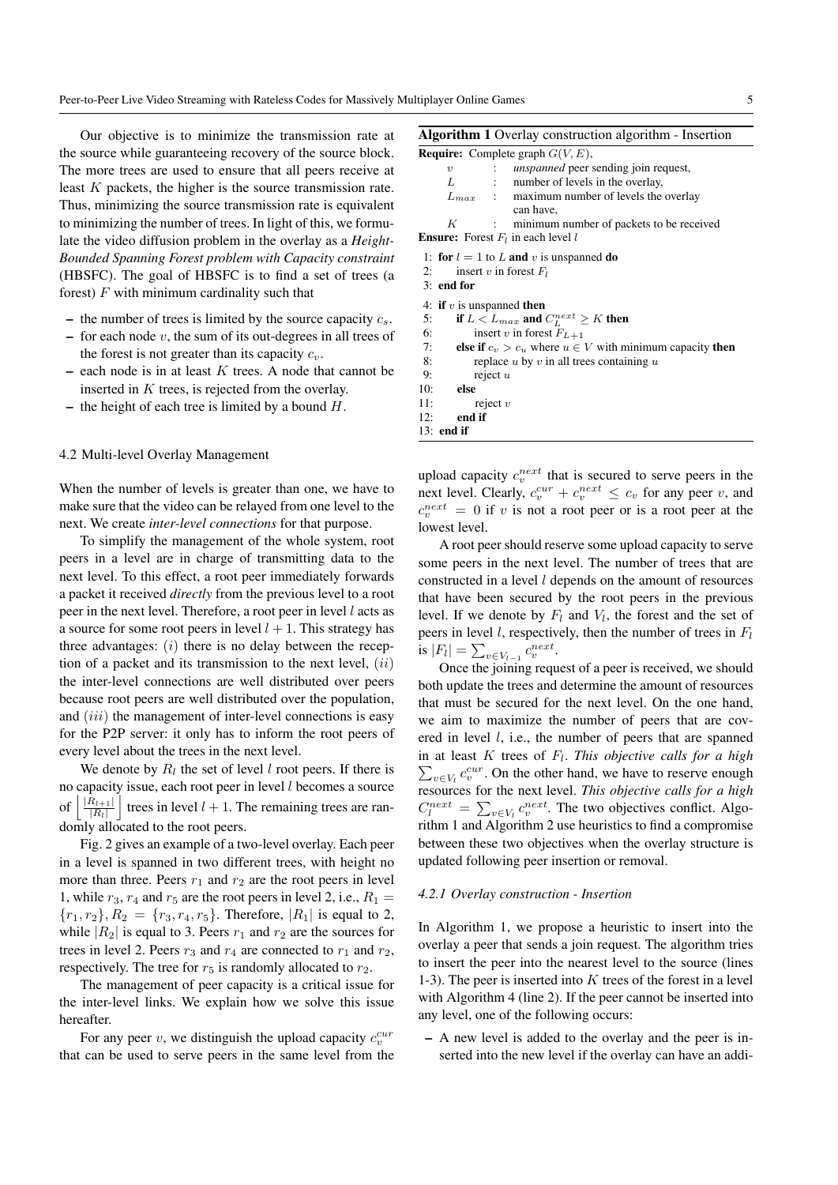Our objective is to minimize the transmission rate at the source while guaranteeing recovery of the source block. The more trees are used to ensure that all peers receive at least $K$ packets, the higher is the source transmission rate. Thus, minimizing the source transmission rate is equivalent to minimizing the number of trees. In light of this, we formulate the video diffusion problem in the overlay as a *Height-Bounded Spanning Forest problem with Capacity constraint* (HBSFC). The goal of HBSFC is to find a set of trees (a forest) $F$ with minimum cardinality such that

- the number of trees is limited by the source capacity $c_s$.
- for each node $v$, the sum of its out-degrees in all trees of the forest is not greater than its capacity $c_v$.
- each node is in at least $K$ trees. A node that cannot be inserted in $K$ trees, is rejected from the overlay.
- the height of each tree is limited by a bound $H$.

### 4.2 Multi-level Overlay Management

When the number of levels is greater than one, we have to make sure that the video can be relayed from one level to the next. We create *inter-level connections* for that purpose.

To simplify the management of the whole system, root peers in a level are in charge of transmitting data to the next level. To this effect, a root peer immediately forwards a packet it received *directly* from the previous level to a root peer in the next level. Therefore, a root peer in level $l$ acts as a source for some root peers in level $l+1$. This strategy has three advantages: $(i)$ there is no delay between the reception of a packet and its transmission to the next level, $(ii)$ the inter-level connections are well distributed over peers because root peers are well distributed over the population, and $(iii)$ the management of inter-level connections is easy for the P2P server: it only has to inform the root peers of every level about the trees in the next level.

We denote by $R_l$ the set of level $l$ root peers. If there is no capacity issue, each root peer in level $l$ becomes a source of $\left\lfloor \frac{|R_{l+1}|}{|R_l|} \right\rfloor$ trees in level $l+1$. The remaining trees are randomly allocated to the root peers.

Fig. 2 gives an example of a two-level overlay. Each peer in a level is spanned in two different trees, with height no more than three. Peers $r_1$ and $r_2$ are the root peers in level 1, while $r_3$, $r_4$ and $r_5$ are the root peers in level 2, i.e., $R_1 = \{r_1, r_2\}$, $R_2 = \{r_3, r_4, r_5\}$. Therefore, $|R_1|$ is equal to 2, while $|R_2|$ is equal to 3. Peers $r_1$ and $r_2$ are the sources for trees in level 2. Peers $r_3$ and $r_4$ are connected to $r_1$ and $r_2$, respectively. The tree for $r_5$ is randomly allocated to $r_2$.

The management of peer capacity is a critical issue for the inter-level links. We explain how we solve this issue hereafter.

For any peer $v$, we distinguish the upload capacity $c_v^{cur}$ that can be used to serve peers in the same level from the upload capacity $c_v^{next}$ that is secured to serve peers in the next level. Clearly, $c_v^{cur} + c_v^{next} \le c_v$ for any peer $v$, and $c_v^{next} = 0$ if $v$ is not a root peer or is a root peer at the lowest level.

A root peer should reserve some upload capacity to serve some peers in the next level. The number of trees that are constructed in a level $l$ depends on the amount of resources that have been secured by the root peers in the previous level. If we denote by $F_l$ and $V_l$, the forest and the set of peers in level $l$, respectively, then the number of trees in $F_l$ is $|F_l| = \sum_{v \in V_{l-1}} c_v^{next}$.

Once the joining request of a peer is received, we should both update the trees and determine the amount of resources that must be secured for the next level. On the one hand, we aim to maximize the number of peers that are covered in level $l$, i.e., the number of peers that are spanned in at least $K$ trees of $F_l$. *This objective calls for a high* $\sum_{v \in V_l} c_v^{cur}$. On the other hand, we have to reserve enough resources for the next level. *This objective calls for a high* $C_l^{next} = \sum_{v \in V_l} c_v^{next}$. The two objectives conflict. Algorithm 1 and Algorithm 2 use heuristics to find a compromise between these two objectives when the overlay structure is updated following peer insertion or removal.

**Algorithm 1** Overlay construction algorithm - Insertion

**Require:** Complete graph $G(V, E)$,
- $v$ : *unspanned* peer sending join request,
- $L$ : number of levels in the overlay,
- $L_{max}$ : maximum number of levels the overlay can have,
- $K$ : minimum number of packets to be received

**Ensure:** Forest $F_l$ in each level $l$

```
1: for l = 1 to L and v is unspanned do
2:     insert v in forest F_l
3: end for
4: if v is unspanned then
5:     if L < L_max and C_L^next ≥ K then
6:         insert v in forest F_{L+1}
7:     else if c_v > c_u where u ∈ V with minimum capacity then
8:         replace u by v in all trees containing u
9:         reject u
10:    else
11:        reject v
12:    end if
13: end if
```

#### 4.2.1 Overlay construction - Insertion

In Algorithm 1, we propose a heuristic to insert into the overlay a peer that sends a join request. The algorithm tries to insert the peer into the nearest level to the source (lines 1-3). The peer is inserted into $K$ trees of the forest in a level with Algorithm 4 (line 2). If the peer cannot be inserted into any level, one of the following occurs:

- A new level is added to the overlay and the peer is inserted into the new level if the overlay can have an addi-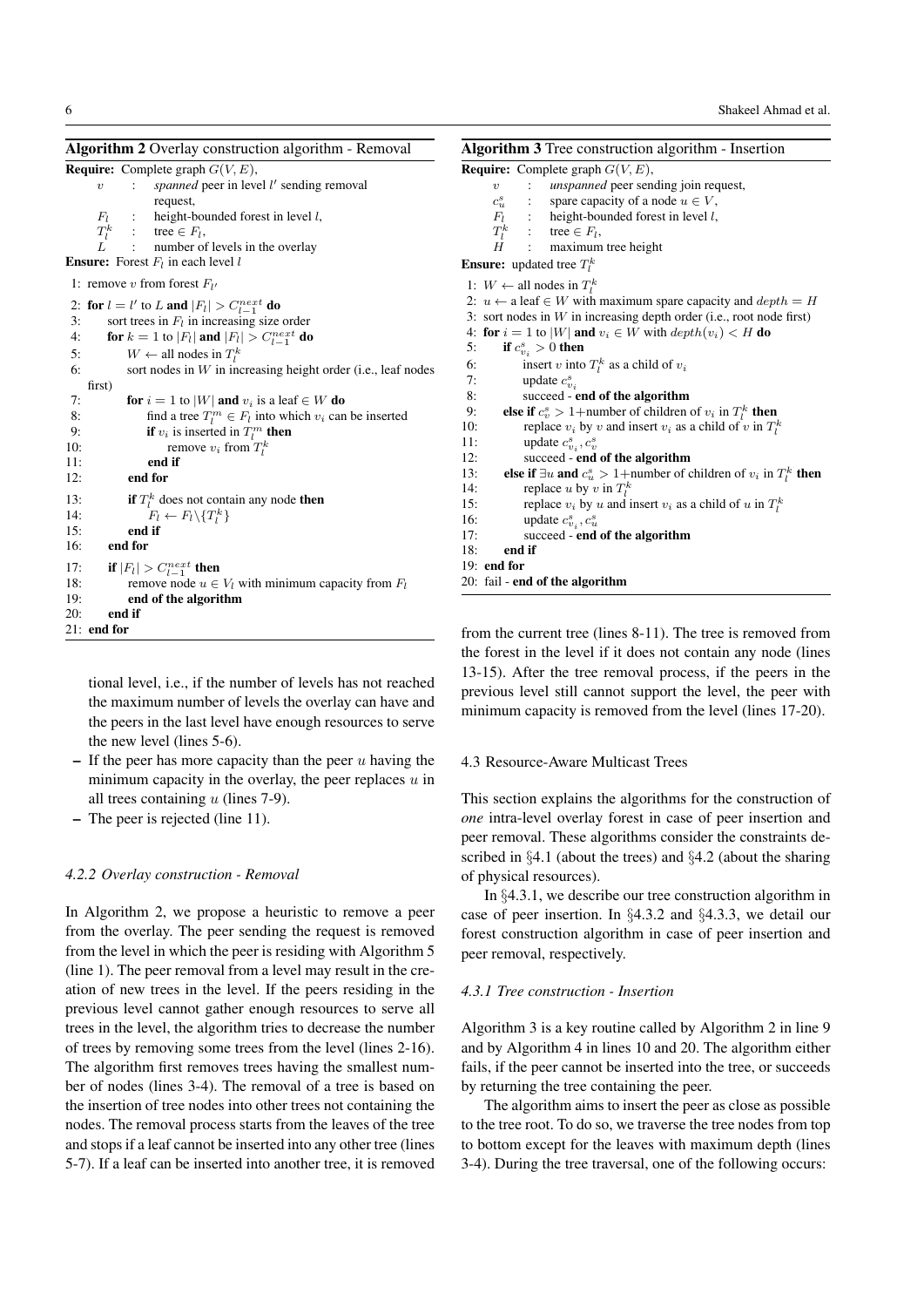**Algorithm 2** Overlay construction algorithm - Removal

```
Require: Complete graph G(V, E),
    v     : spanned peer in level l' sending removal
            request,
    F_l   : height-bounded forest in level l,
    T_l^k : tree ∈ F_l,
    L     : number of levels in the overlay
Ensure: Forest F_l in each level l

 1: remove v from forest F_{l'}
 2: for l = l' to L and |F_l| > C_{l-1}^{next} do
 3:    sort trees in F_l in increasing size order
 4:    for k = 1 to |F_l| and |F_l| > C_{l-1}^{next} do
 5:       W ← all nodes in T_l^k
 6:       sort nodes in W in increasing height order (i.e., leaf nodes
          first)
 7:       for i = 1 to |W| and v_i is a leaf ∈ W do
 8:          find a tree T_l^m ∈ F_l into which v_i can be inserted
 9:          if v_i is inserted in T_l^m then
10:             remove v_i from T_l^k
11:          end if
12:       end for
13:       if T_l^k does not contain any node then
14:          F_l ← F_l \ {T_l^k}
15:       end if
16:    end for
17:    if |F_l| > C_{l-1}^{next} then
18:       remove node u ∈ V_l with minimum capacity from F_l
19:       end of the algorithm
20:    end if
21: end for
```

tional level, i.e., if the number of levels has not reached the maximum number of levels the overlay can have and the peers in the last level have enough resources to serve the new level (lines 5-6).

– If the peer has more capacity than the peer $u$ having the minimum capacity in the overlay, the peer replaces $u$ in all trees containing $u$ (lines 7-9).
– The peer is rejected (line 11).

#### *4.2.2 Overlay construction - Removal*

In Algorithm 2, we propose a heuristic to remove a peer from the overlay. The peer sending the request is removed from the level in which the peer is residing with Algorithm 5 (line 1). The peer removal from a level may result in the creation of new trees in the level. If the peers residing in the previous level cannot gather enough resources to serve all trees in the level, the algorithm tries to decrease the number of trees by removing some trees from the level (lines 2-16). The algorithm first removes trees having the smallest number of nodes (lines 3-4). The removal of a tree is based on the insertion of tree nodes into other trees not containing the nodes. The removal process starts from the leaves of the tree and stops if a leaf cannot be inserted into any other tree (lines 5-7). If a leaf can be inserted into another tree, it is removed from the current tree (lines 8-11). The tree is removed from the forest in the level if it does not contain any node (lines 13-15). After the tree removal process, if the peers in the previous level still cannot support the level, the peer with minimum capacity is removed from the level (lines 17-20).

**Algorithm 3** Tree construction algorithm - Insertion

```
Require: Complete graph G(V, E),
    v     : unspanned peer sending join request,
    c_u^s : spare capacity of a node u ∈ V,
    F_l   : height-bounded forest in level l,
    T_l^k : tree ∈ F_l,
    H     : maximum tree height
Ensure: updated tree T_l^k

 1: W ← all nodes in T_l^k
 2: u ← a leaf ∈ W with maximum spare capacity and depth = H
 3: sort nodes in W in increasing depth order (i.e., root node first)
 4: for i = 1 to |W| and v_i ∈ W with depth(v_i) < H do
 5:    if c_{v_i}^s > 0 then
 6:       insert v into T_l^k as a child of v_i
 7:       update c_{v_i}^s
 8:       succeed - end of the algorithm
 9:    else if c_v^s > 1+number of children of v_i in T_l^k then
10:       replace v_i by v and insert v_i as a child of v in T_l^k
11:       update c_{v_i}^s, c_v^s
12:       succeed - end of the algorithm
13:    else if ∃u and c_u^s > 1+number of children of v_i in T_l^k then
14:       replace u by v in T_l^k
15:       replace v_i by u and insert v_i as a child of u in T_l^k
16:       update c_{v_i}^s, c_u^s
17:       succeed - end of the algorithm
18:    end if
19: end for
20: fail - end of the algorithm
```

### 4.3 Resource-Aware Multicast Trees

This section explains the algorithms for the construction of *one* intra-level overlay forest in case of peer insertion and peer removal. These algorithms consider the constraints described in §4.1 (about the trees) and §4.2 (about the sharing of physical resources).

In §4.3.1, we describe our tree construction algorithm in case of peer insertion. In §4.3.2 and §4.3.3, we detail our forest construction algorithm in case of peer insertion and peer removal, respectively.

#### *4.3.1 Tree construction - Insertion*

Algorithm 3 is a key routine called by Algorithm 2 in line 9 and by Algorithm 4 in lines 10 and 20. The algorithm either fails, if the peer cannot be inserted into the tree, or succeeds by returning the tree containing the peer.

The algorithm aims to insert the peer as close as possible to the tree root. To do so, we traverse the tree nodes from top to bottom except for the leaves with maximum depth (lines 3-4). During the tree traversal, one of the following occurs: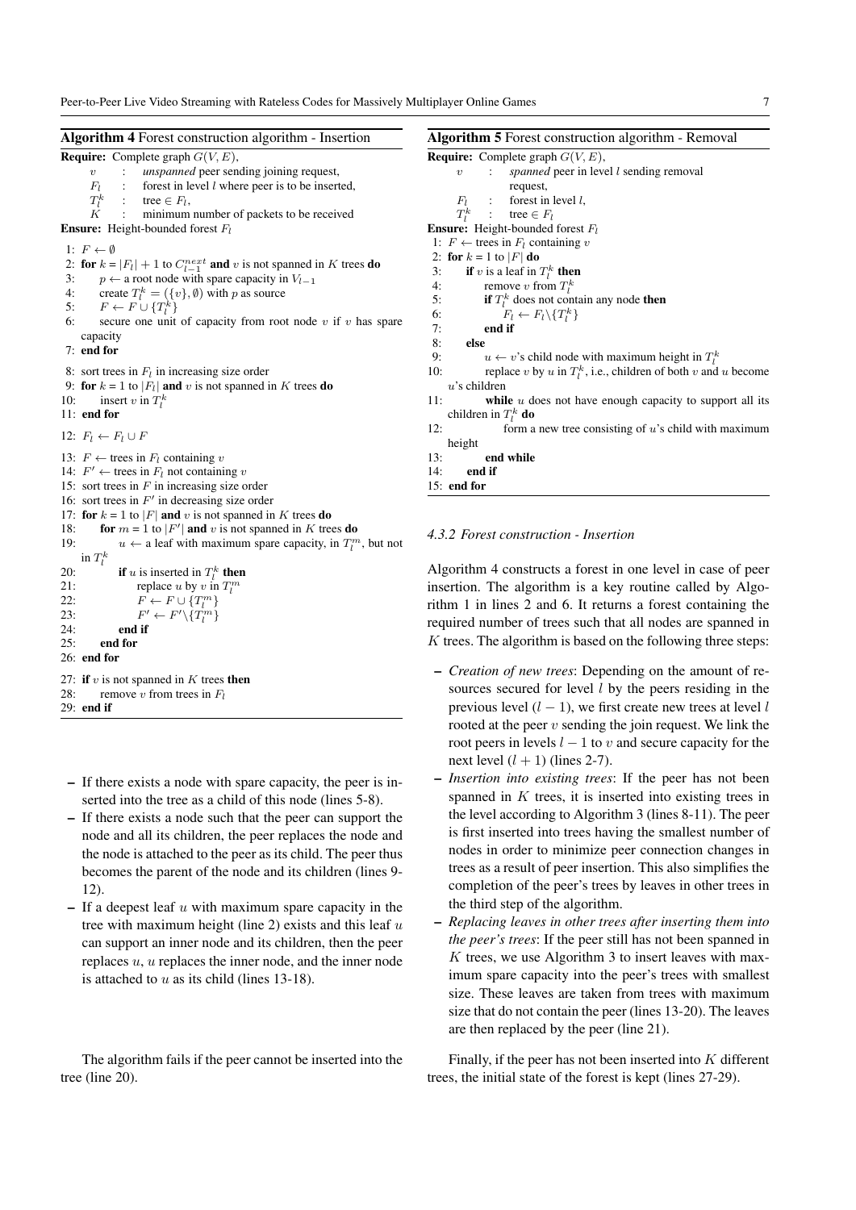**Algorithm 4** Forest construction algorithm - Insertion

```
Require: Complete graph G(V, E),
    v    : unspanned peer sending joining request,
    F_l  : forest in level l where peer is to be inserted,
    T_l^k : tree ∈ F_l,
    K    : minimum number of packets to be received
Ensure: Height-bounded forest F_l
 1: F ← ∅
 2: for k = |F_l| + 1 to C_{l-1}^{next} and v is not spanned in K trees do
 3:     p ← a root node with spare capacity in V_{l-1}
 4:     create T_l^k = ({v}, ∅) with p as source
 5:     F ← F ∪ {T_l^k}
 6:     secure one unit of capacity from root node v if v has spare capacity
 7: end for
 8: sort trees in F_l in increasing size order
 9: for k = 1 to |F_l| and v is not spanned in K trees do
10:     insert v in T_l^k
11: end for
12: F_l ← F_l ∪ F
13: F ← trees in F_l containing v
14: F' ← trees in F_l not containing v
15: sort trees in F in increasing size order
16: sort trees in F' in decreasing size order
17: for k = 1 to |F| and v is not spanned in K trees do
18:     for m = 1 to |F'| and v is not spanned in K trees do
19:         u ← a leaf with maximum spare capacity, in T_l^m, but not in T_l^k
20:         if u is inserted in T_l^k then
21:             replace u by v in T_l^m
22:             F ← F ∪ {T_l^m}
23:             F' ← F' \ {T_l^m}
24:         end if
25:     end for
26: end for
27: if v is not spanned in K trees then
28:     remove v from trees in F_l
29: end if
```

- If there exists a node with spare capacity, the peer is inserted into the tree as a child of this node (lines 5-8).
- If there exists a node such that the peer can support the node and all its children, the peer replaces the node and the node is attached to the peer as its child. The peer thus becomes the parent of the node and its children (lines 9-12).
- If a deepest leaf $u$ with maximum spare capacity in the tree with maximum height (line 2) exists and this leaf $u$ can support an inner node and its children, then the peer replaces $u$, $u$ replaces the inner node, and the inner node is attached to $u$ as its child (lines 13-18).

The algorithm fails if the peer cannot be inserted into the tree (line 20).

**Algorithm 5** Forest construction algorithm - Removal

```
Require: Complete graph G(V, E),
    v    : spanned peer in level l sending removal request,
    F_l  : forest in level l,
    T_l^k : tree ∈ F_l
Ensure: Height-bounded forest F_l
 1: F ← trees in F_l containing v
 2: for k = 1 to |F| do
 3:     if v is a leaf in T_l^k then
 4:         remove v from T_l^k
 5:         if T_l^k does not contain any node then
 6:             F_l ← F_l \ {T_l^k}
 7:         end if
 8:     else
 9:         u ← v's child node with maximum height in T_l^k
10:         replace v by u in T_l^k, i.e., children of both v and u become u's children
11:         while u does not have enough capacity to support all its children in T_l^k do
12:             form a new tree consisting of u's child with maximum height
13:         end while
14:     end if
15: end for
```

### 4.3.2 Forest construction - Insertion

Algorithm 4 constructs a forest in one level in case of peer insertion. The algorithm is a key routine called by Algorithm 1 in lines 2 and 6. It returns a forest containing the required number of trees such that all nodes are spanned in $K$ trees. The algorithm is based on the following three steps:

- *Creation of new trees*: Depending on the amount of resources secured for level $l$ by the peers residing in the previous level $(l-1)$, we first create new trees at level $l$ rooted at the peer $v$ sending the join request. We link the root peers in levels $l-1$ to $v$ and secure capacity for the next level $(l+1)$ (lines 2-7).
- *Insertion into existing trees*: If the peer has not been spanned in $K$ trees, it is inserted into existing trees in the level according to Algorithm 3 (lines 8-11). The peer is first inserted into trees having the smallest number of nodes in order to minimize peer connection changes in trees as a result of peer insertion. This also simplifies the completion of the peer's trees by leaves in other trees in the third step of the algorithm.
- *Replacing leaves in other trees after inserting them into the peer's trees*: If the peer still has not been spanned in $K$ trees, we use Algorithm 3 to insert leaves with maximum spare capacity into the peer's trees with smallest size. These leaves are taken from trees with maximum size that do not contain the peer (lines 13-20). The leaves are then replaced by the peer (line 21).

Finally, if the peer has not been inserted into $K$ different trees, the initial state of the forest is kept (lines 27-29).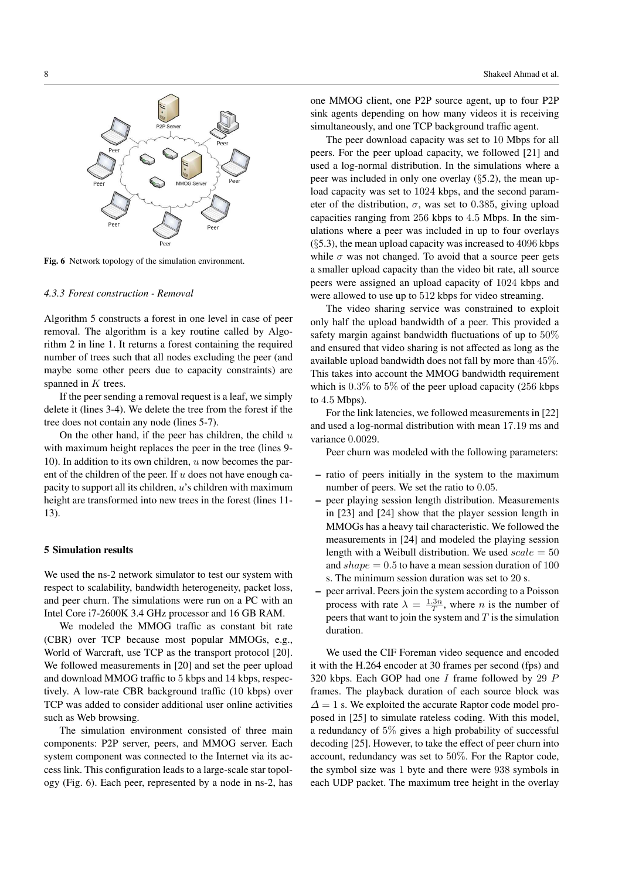Fig. 6 Network topology of the simulation environment.

#### 4.3.3 Forest construction - Removal

Algorithm 5 constructs a forest in one level in case of peer removal. The algorithm is a key routine called by Algorithm 2 in line 1. It returns a forest containing the required number of trees such that all nodes excluding the peer (and maybe some other peers due to capacity constraints) are spanned in $K$ trees.

If the peer sending a removal request is a leaf, we simply delete it (lines 3-4). We delete the tree from the forest if the tree does not contain any node (lines 5-7).

On the other hand, if the peer has children, the child $u$ with maximum height replaces the peer in the tree (lines 9-10). In addition to its own children, $u$ now becomes the parent of the children of the peer. If $u$ does not have enough capacity to support all its children, $u$'s children with maximum height are transformed into new trees in the forest (lines 11-13).

## 5 Simulation results

We used the ns-2 network simulator to test our system with respect to scalability, bandwidth heterogeneity, packet loss, and peer churn. The simulations were run on a PC with an Intel Core i7-2600K 3.4 GHz processor and 16 GB RAM.

We modeled the MMOG traffic as constant bit rate (CBR) over TCP because most popular MMOGs, e.g., World of Warcraft, use TCP as the transport protocol [20]. We followed measurements in [20] and set the peer upload and download MMOG traffic to $5$ kbps and $14$ kbps, respectively. A low-rate CBR background traffic ($10$ kbps) over TCP was added to consider additional user online activities such as Web browsing.

The simulation environment consisted of three main components: P2P server, peers, and MMOG server. Each system component was connected to the Internet via its access link. This configuration leads to a large-scale star topology (Fig. 6). Each peer, represented by a node in ns-2, has one MMOG client, one P2P source agent, up to four P2P sink agents depending on how many videos it is receiving simultaneously, and one TCP background traffic agent.

The peer download capacity was set to $10$ Mbps for all peers. For the peer upload capacity, we followed [21] and used a log-normal distribution. In the simulations where a peer was included in only one overlay (§5.2), the mean upload capacity was set to $1024$ kbps, and the second parameter of the distribution, $\sigma$, was set to $0.385$, giving upload capacities ranging from $256$ kbps to $4.5$ Mbps. In the simulations where a peer was included in up to four overlays (§5.3), the mean upload capacity was increased to $4096$ kbps while $\sigma$ was not changed. To avoid that a source peer gets a smaller upload capacity than the video bit rate, all source peers were assigned an upload capacity of $1024$ kbps and were allowed to use up to $512$ kbps for video streaming.

The video sharing service was constrained to exploit only half the upload bandwidth of a peer. This provided a safety margin against bandwidth fluctuations of up to $50\%$ and ensured that video sharing is not affected as long as the available upload bandwidth does not fall by more than $45\%$. This takes into account the MMOG bandwidth requirement which is $0.3\%$ to $5\%$ of the peer upload capacity ($256$ kbps to $4.5$ Mbps).

For the link latencies, we followed measurements in [22] and used a log-normal distribution with mean $17.19$ ms and variance $0.0029$.

Peer churn was modeled with the following parameters:

- ratio of peers initially in the system to the maximum number of peers. We set the ratio to $0.05$.
- peer playing session length distribution. Measurements in [23] and [24] show that the player session length in MMOGs has a heavy tail characteristic. We followed the measurements in [24] and modeled the playing session length with a Weibull distribution. We used $scale = 50$ and $shape = 0.5$ to have a mean session duration of $100$ s. The minimum session duration was set to $20$ s.
- peer arrival. Peers join the system according to a Poisson process with rate $\lambda = \frac{1.3n}{T}$, where $n$ is the number of peers that want to join the system and $T$ is the simulation duration.

We used the CIF Foreman video sequence and encoded it with the H.264 encoder at 30 frames per second (fps) and $320$ kbps. Each GOP had one $I$ frame followed by $29$ $P$ frames. The playback duration of each source block was $\Delta = 1$ s. We exploited the accurate Raptor code model proposed in [25] to simulate rateless coding. With this model, a redundancy of $5\%$ gives a high probability of successful decoding [25]. However, to take the effect of peer churn into account, redundancy was set to $50\%$. For the Raptor code, the symbol size was $1$ byte and there were $938$ symbols in each UDP packet. The maximum tree height in the overlay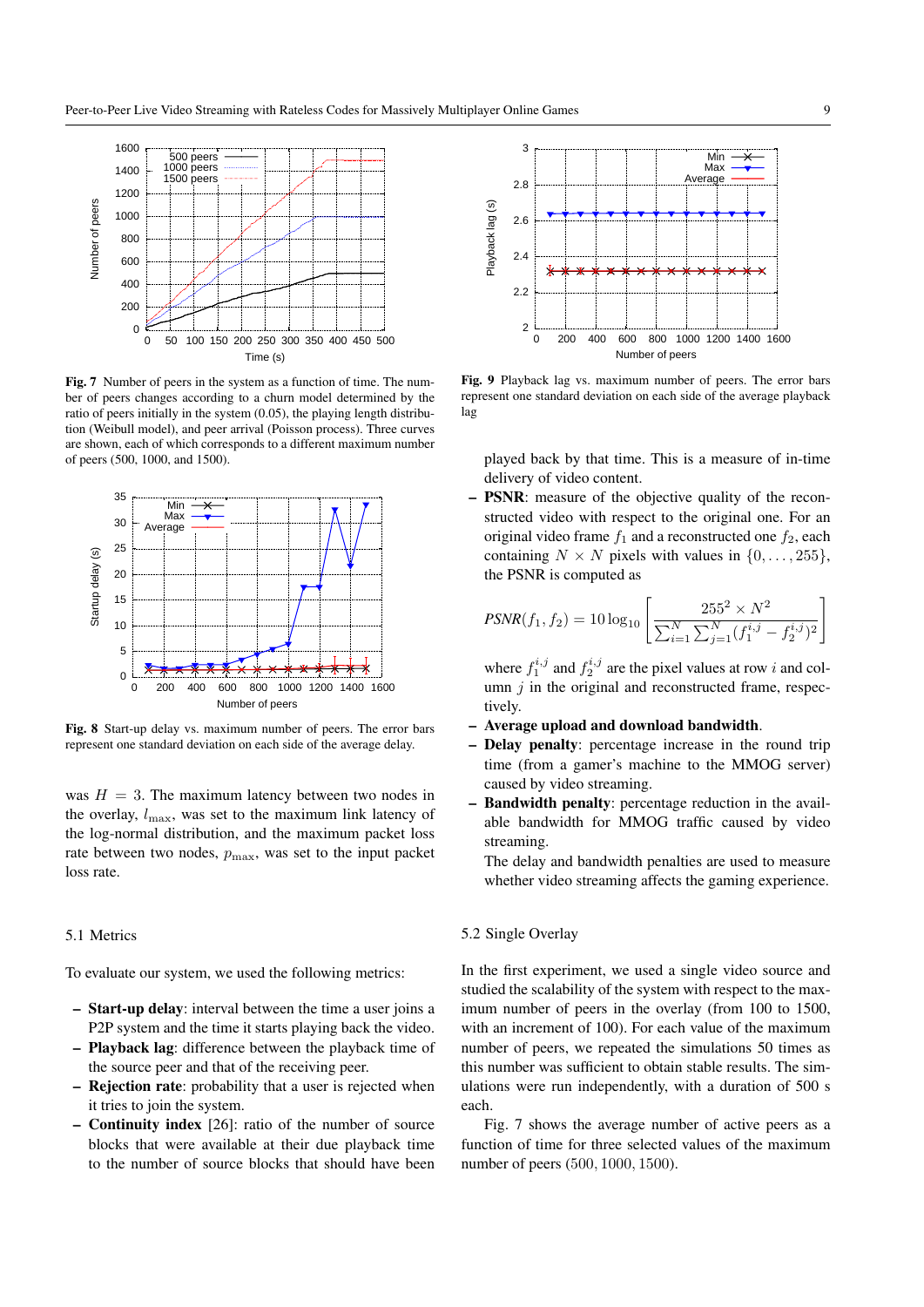Fig. 7 Number of peers in the system as a function of time. The number of peers changes according to a churn model determined by the ratio of peers initially in the system (0.05), the playing length distribution (Weibull model), and peer arrival (Poisson process). Three curves are shown, each of which corresponds to a different maximum number of peers (500, 1000, and 1500).

Fig. 8 Start-up delay vs. maximum number of peers. The error bars represent one standard deviation on each side of the average delay.

was $H = 3$. The maximum latency between two nodes in the overlay, $l_{\max}$, was set to the maximum link latency of the log-normal distribution, and the maximum packet loss rate between two nodes, $p_{\max}$, was set to the input packet loss rate.

### 5.1 Metrics

To evaluate our system, we used the following metrics:

- **Start-up delay**: interval between the time a user joins a P2P system and the time it starts playing back the video.
- **Playback lag**: difference between the playback time of the source peer and that of the receiving peer.
- **Rejection rate**: probability that a user is rejected when it tries to join the system.
- **Continuity index** [26]: ratio of the number of source blocks that were available at their due playback time to the number of source blocks that should have been played back by that time. This is a measure of in-time delivery of video content.
- **PSNR**: measure of the objective quality of the reconstructed video with respect to the original one. For an original video frame $f_1$ and a reconstructed one $f_2$, each containing $N \times N$ pixels with values in $\{0, \ldots, 255\}$, the PSNR is computed as

$$PSNR(f_1, f_2) = 10 \log_{10} \left[ \frac{255^2 \times N^2}{\sum_{i=1}^{N} \sum_{j=1}^{N} (f_1^{i,j} - f_2^{i,j})^2} \right]$$

  where $f_1^{i,j}$ and $f_2^{i,j}$ are the pixel values at row $i$ and column $j$ in the original and reconstructed frame, respectively.
- **Average upload and download bandwidth**.
- **Delay penalty**: percentage increase in the round trip time (from a gamer's machine to the MMOG server) caused by video streaming.
- **Bandwidth penalty**: percentage reduction in the available bandwidth for MMOG traffic caused by video streaming.

  The delay and bandwidth penalties are used to measure whether video streaming affects the gaming experience.

Fig. 9 Playback lag vs. maximum number of peers. The error bars represent one standard deviation on each side of the average playback lag

### 5.2 Single Overlay

In the first experiment, we used a single video source and studied the scalability of the system with respect to the maximum number of peers in the overlay (from 100 to 1500, with an increment of 100). For each value of the maximum number of peers, we repeated the simulations 50 times as this number was sufficient to obtain stable results. The simulations were run independently, with a duration of 500 s each.

Fig. 7 shows the average number of active peers as a function of time for three selected values of the maximum number of peers $(500, 1000, 1500)$.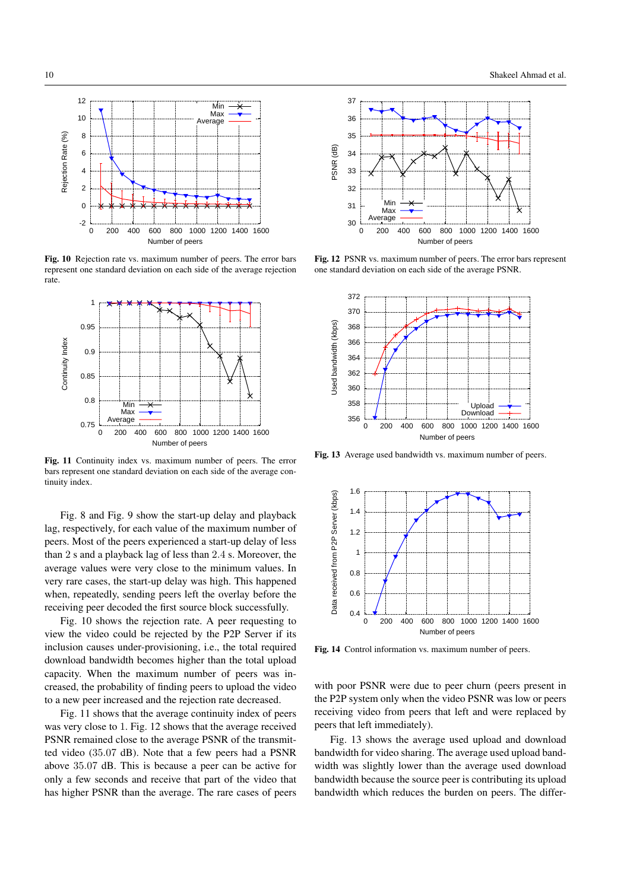**Fig. 10** Rejection rate vs. maximum number of peers. The error bars represent one standard deviation on each side of the average rejection rate.

**Fig. 11** Continuity index vs. maximum number of peers. The error bars represent one standard deviation on each side of the average continuity index.

**Fig. 12** PSNR vs. maximum number of peers. The error bars represent one standard deviation on each side of the average PSNR.

**Fig. 13** Average used bandwidth vs. maximum number of peers.

**Fig. 14** Control information vs. maximum number of peers.

Fig. 8 and Fig. 9 show the start-up delay and playback lag, respectively, for each value of the maximum number of peers. Most of the peers experienced a start-up delay of less than 2 s and a playback lag of less than $2.4$ s. Moreover, the average values were very close to the minimum values. In very rare cases, the start-up delay was high. This happened when, repeatedly, sending peers left the overlay before the receiving peer decoded the first source block successfully.

Fig. 10 shows the rejection rate. A peer requesting to view the video could be rejected by the P2P Server if its inclusion causes under-provisioning, i.e., the total required download bandwidth becomes higher than the total upload capacity. When the maximum number of peers was increased, the probability of finding peers to upload the video to a new peer increased and the rejection rate decreased.

Fig. 11 shows that the average continuity index of peers was very close to 1. Fig. 12 shows that the average received PSNR remained close to the average PSNR of the transmitted video ($35.07$ dB). Note that a few peers had a PSNR above $35.07$ dB. This is because a peer can be active for only a few seconds and receive that part of the video that has higher PSNR than the average. The rare cases of peers with poor PSNR were due to peer churn (peers present in the P2P system only when the video PSNR was low or peers receiving video from peers that left and were replaced by peers that left immediately).

Fig. 13 shows the average used upload and download bandwidth for video sharing. The average used upload bandwidth was slightly lower than the average used download bandwidth because the source peer is contributing its upload bandwidth which reduces the burden on peers. The differ-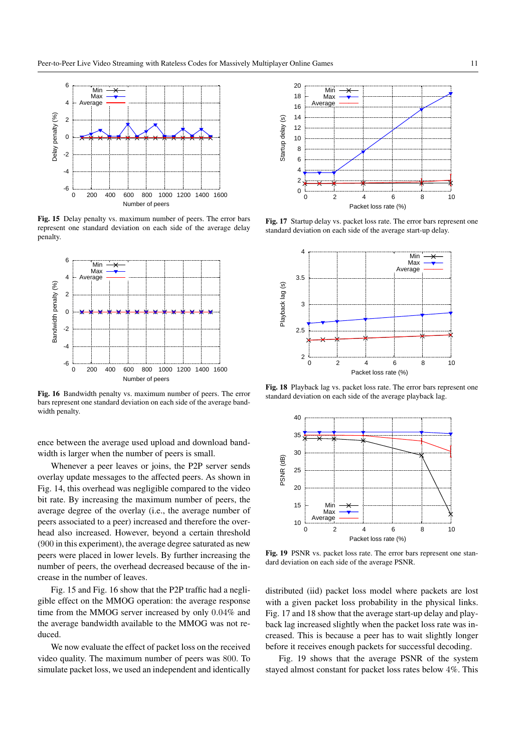**Fig. 15** Delay penalty vs. maximum number of peers. The error bars represent one standard deviation on each side of the average delay penalty.

**Fig. 16** Bandwidth penalty vs. maximum number of peers. The error bars represent one standard deviation on each side of the average bandwidth penalty.

ence between the average used upload and download bandwidth is larger when the number of peers is small.

Whenever a peer leaves or joins, the P2P server sends overlay update messages to the affected peers. As shown in Fig. 14, this overhead was negligible compared to the video bit rate. By increasing the maximum number of peers, the average degree of the overlay (i.e., the average number of peers associated to a peer) increased and therefore the overhead also increased. However, beyond a certain threshold (900 in this experiment), the average degree saturated as new peers were placed in lower levels. By further increasing the number of peers, the overhead decreased because of the increase in the number of leaves.

Fig. 15 and Fig. 16 show that the P2P traffic had a negligible effect on the MMOG operation: the average response time from the MMOG server increased by only $0.04\%$ and the average bandwidth available to the MMOG was not reduced.

We now evaluate the effect of packet loss on the received video quality. The maximum number of peers was $800$. To simulate packet loss, we used an independent and identically distributed (iid) packet loss model where packets are lost with a given packet loss probability in the physical links. Fig. 17 and 18 show that the average start-up delay and playback lag increased slightly when the packet loss rate was increased. This is because a peer has to wait slightly longer before it receives enough packets for successful decoding.

**Fig. 17** Startup delay vs. packet loss rate. The error bars represent one standard deviation on each side of the average start-up delay.

**Fig. 18** Playback lag vs. packet loss rate. The error bars represent one standard deviation on each side of the average playback lag.

**Fig. 19** PSNR vs. packet loss rate. The error bars represent one standard deviation on each side of the average PSNR.

Fig. 19 shows that the average PSNR of the system stayed almost constant for packet loss rates below $4\%$. This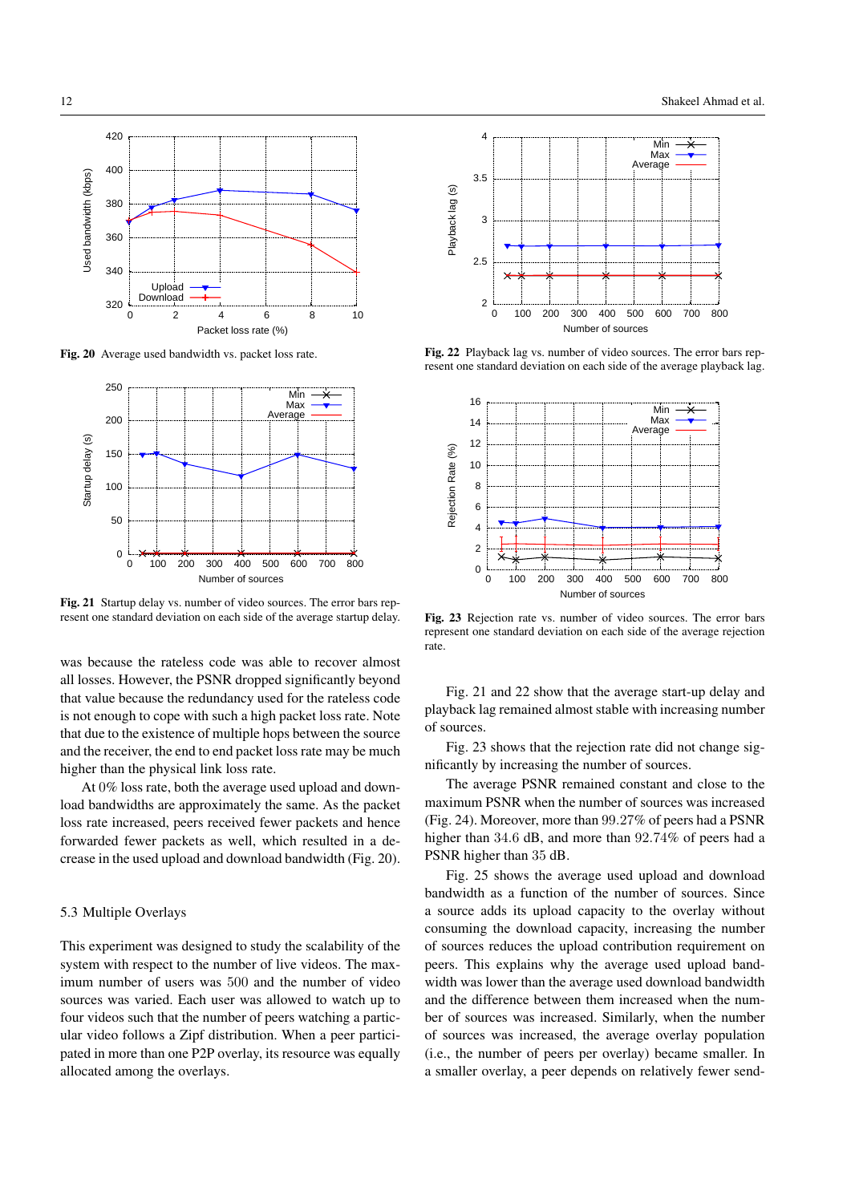Fig. 20 Average used bandwidth vs. packet loss rate.

Fig. 21 Startup delay vs. number of video sources. The error bars represent one standard deviation on each side of the average startup delay.

was because the rateless code was able to recover almost all losses. However, the PSNR dropped significantly beyond that value because the redundancy used for the rateless code is not enough to cope with such a high packet loss rate. Note that due to the existence of multiple hops between the source and the receiver, the end to end packet loss rate may be much higher than the physical link loss rate.

At 0% loss rate, both the average used upload and download bandwidths are approximately the same. As the packet loss rate increased, peers received fewer packets and hence forwarded fewer packets as well, which resulted in a decrease in the used upload and download bandwidth (Fig. 20).

### 5.3 Multiple Overlays

This experiment was designed to study the scalability of the system with respect to the number of live videos. The maximum number of users was 500 and the number of video sources was varied. Each user was allowed to watch up to four videos such that the number of peers watching a particular video follows a Zipf distribution. When a peer participated in more than one P2P overlay, its resource was equally allocated among the overlays.

Fig. 22 Playback lag vs. number of video sources. The error bars represent one standard deviation on each side of the average playback lag.

Fig. 23 Rejection rate vs. number of video sources. The error bars represent one standard deviation on each side of the average rejection rate.

Fig. 21 and 22 show that the average start-up delay and playback lag remained almost stable with increasing number of sources.

Fig. 23 shows that the rejection rate did not change significantly by increasing the number of sources.

The average PSNR remained constant and close to the maximum PSNR when the number of sources was increased (Fig. 24). Moreover, more than 99.27% of peers had a PSNR higher than 34.6 dB, and more than 92.74% of peers had a PSNR higher than 35 dB.

Fig. 25 shows the average used upload and download bandwidth as a function of the number of sources. Since a source adds its upload capacity to the overlay without consuming the download capacity, increasing the number of sources reduces the upload contribution requirement on peers. This explains why the average used upload bandwidth was lower than the average used download bandwidth and the difference between them increased when the number of sources was increased. Similarly, when the number of sources was increased, the average overlay population (i.e., the number of peers per overlay) became smaller. In a smaller overlay, a peer depends on relatively fewer send-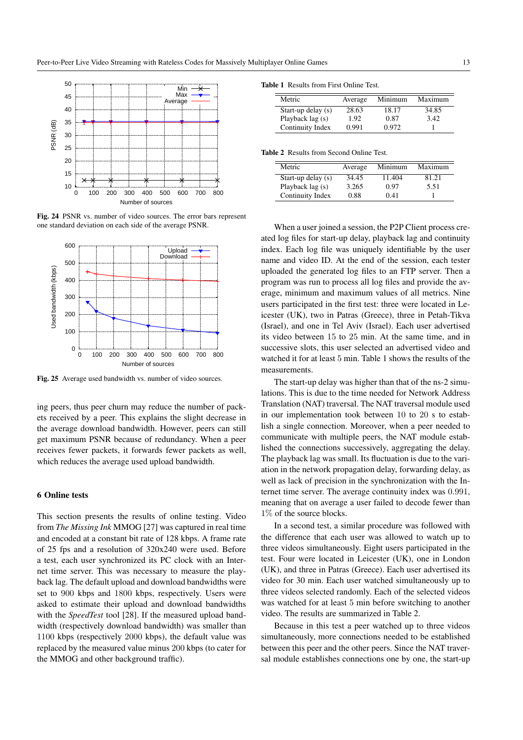Fig. 24 PSNR vs. number of video sources. The error bars represent one standard deviation on each side of the average PSNR.

Fig. 25 Average used bandwidth vs. number of video sources.

ing peers, thus peer churn may reduce the number of packets received by a peer. This explains the slight decrease in the average download bandwidth. However, peers can still get maximum PSNR because of redundancy. When a peer receives fewer packets, it forwards fewer packets as well, which reduces the average used upload bandwidth.

## 6 Online tests

This section presents the results of online testing. Video from *The Missing Ink* MMOG [27] was captured in real time and encoded at a constant bit rate of 128 kbps. A frame rate of 25 fps and a resolution of 320x240 were used. Before a test, each user synchronized its PC clock with an Internet time server. This was necessary to measure the playback lag. The default upload and download bandwidths were set to 900 kbps and 1800 kbps, respectively. Users were asked to estimate their upload and download bandwidths with the *SpeedTest* tool [28]. If the measured upload bandwidth (respectively download bandwidth) was smaller than 1100 kbps (respectively 2000 kbps), the default value was replaced by the measured value minus 200 kbps (to cater for the MMOG and other background traffic).

**Table 1** Results from First Online Test.

| Metric | Average | Minimum | Maximum |
|---|---|---|---|
| Start-up delay (s) | 28.63 | 18.17 | 34.85 |
| Playback lag (s) | 1.92 | 0.87 | 3.42 |
| Continuity Index | 0.991 | 0.972 | 1 |

**Table 2** Results from Second Online Test.

| Metric | Average | Minimum | Maximum |
|---|---|---|---|
| Start-up delay (s) | 34.45 | 11.404 | 81.21 |
| Playback lag (s) | 3.265 | 0.97 | 5.51 |
| Continuity Index | 0.88 | 0.41 | 1 |

When a user joined a session, the P2P Client process created log files for start-up delay, playback lag and continuity index. Each log file was uniquely identifiable by the user name and video ID. At the end of the session, each tester uploaded the generated log files to an FTP server. Then a program was run to process all log files and provide the average, minimum and maximum values of all metrics. Nine users participated in the first test: three were located in Leicester (UK), two in Patras (Greece), three in Petah-Tikva (Israel), and one in Tel Aviv (Israel). Each user advertised its video between 15 to 25 min. At the same time, and in successive slots, this user selected an advertised video and watched it for at least 5 min. Table 1 shows the results of the measurements.

The start-up delay was higher than that of the ns-2 simulations. This is due to the time needed for Network Address Translation (NAT) traversal. The NAT traversal module used in our implementation took between 10 to 20 s to establish a single connection. Moreover, when a peer needed to communicate with multiple peers, the NAT module established the connections successively, aggregating the delay. The playback lag was small. Its fluctuation is due to the variation in the network propagation delay, forwarding delay, as well as lack of precision in the synchronization with the Internet time server. The average continuity index was 0.991, meaning that on average a user failed to decode fewer than 1% of the source blocks.

In a second test, a similar procedure was followed with the difference that each user was allowed to watch up to three videos simultaneously. Eight users participated in the test. Four were located in Leicester (UK), one in London (UK), and three in Patras (Greece). Each user advertised its video for 30 min. Each user watched simultaneously up to three videos selected randomly. Each of the selected videos was watched for at least 5 min before switching to another video. The results are summarized in Table 2.

Because in this test a peer watched up to three videos simultaneously, more connections needed to be established between this peer and the other peers. Since the NAT traversal module establishes connections one by one, the start-up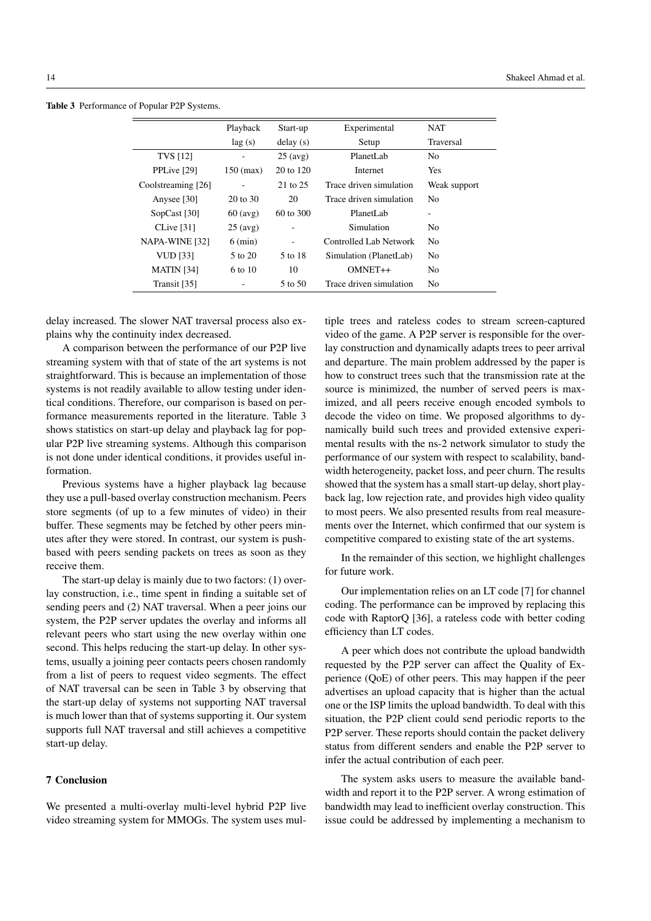**Table 3** Performance of Popular P2P Systems.

| | Playback lag (s) | Start-up delay (s) | Experimental Setup | NAT Traversal |
|---|---|---|---|---|
| TVS [12] | - | 25 (avg) | PlanetLab | No |
| PPLive [29] | 150 (max) | 20 to 120 | Internet | Yes |
| Coolstreaming [26] | - | 21 to 25 | Trace driven simulation | Weak support |
| Anysee [30] | 20 to 30 | 20 | Trace driven simulation | No |
| SopCast [30] | 60 (avg) | 60 to 300 | PlanetLab | - |
| CLive [31] | 25 (avg) | - | Simulation | No |
| NAPA-WINE [32] | 6 (min) | - | Controlled Lab Network | No |
| VUD [33] | 5 to 20 | 5 to 18 | Simulation (PlanetLab) | No |
| MATIN [34] | 6 to 10 | 10 | OMNET++ | No |
| Transit [35] | - | 5 to 50 | Trace driven simulation | No |

delay increased. The slower NAT traversal process also explains why the continuity index decreased.

A comparison between the performance of our P2P live streaming system with that of state of the art systems is not straightforward. This is because an implementation of those systems is not readily available to allow testing under identical conditions. Therefore, our comparison is based on performance measurements reported in the literature. Table 3 shows statistics on start-up delay and playback lag for popular P2P live streaming systems. Although this comparison is not done under identical conditions, it provides useful information.

Previous systems have a higher playback lag because they use a pull-based overlay construction mechanism. Peers store segments (of up to a few minutes of video) in their buffer. These segments may be fetched by other peers minutes after they were stored. In contrast, our system is push-based with peers sending packets on trees as soon as they receive them.

The start-up delay is mainly due to two factors: (1) overlay construction, i.e., time spent in finding a suitable set of sending peers and (2) NAT traversal. When a peer joins our system, the P2P server updates the overlay and informs all relevant peers who start using the new overlay within one second. This helps reducing the start-up delay. In other systems, usually a joining peer contacts peers chosen randomly from a list of peers to request video segments. The effect of NAT traversal can be seen in Table 3 by observing that the start-up delay of systems not supporting NAT traversal is much lower than that of systems supporting it. Our system supports full NAT traversal and still achieves a competitive start-up delay.

## 7 Conclusion

We presented a multi-overlay multi-level hybrid P2P live video streaming system for MMOGs. The system uses multiple trees and rateless codes to stream screen-captured video of the game. A P2P server is responsible for the overlay construction and dynamically adapts trees to peer arrival and departure. The main problem addressed by the paper is how to construct trees such that the transmission rate at the source is minimized, the number of served peers is maximized, and all peers receive enough encoded symbols to decode the video on time. We proposed algorithms to dynamically build such trees and provided extensive experimental results with the ns-2 network simulator to study the performance of our system with respect to scalability, bandwidth heterogeneity, packet loss, and peer churn. The results showed that the system has a small start-up delay, short playback lag, low rejection rate, and provides high video quality to most peers. We also presented results from real measurements over the Internet, which confirmed that our system is competitive compared to existing state of the art systems.

In the remainder of this section, we highlight challenges for future work.

Our implementation relies on an LT code [7] for channel coding. The performance can be improved by replacing this code with RaptorQ [36], a rateless code with better coding efficiency than LT codes.

A peer which does not contribute the upload bandwidth requested by the P2P server can affect the Quality of Experience (QoE) of other peers. This may happen if the peer advertises an upload capacity that is higher than the actual one or the ISP limits the upload bandwidth. To deal with this situation, the P2P client could send periodic reports to the P2P server. These reports should contain the packet delivery status from different senders and enable the P2P server to infer the actual contribution of each peer.

The system asks users to measure the available bandwidth and report it to the P2P server. A wrong estimation of bandwidth may lead to inefficient overlay construction. This issue could be addressed by implementing a mechanism to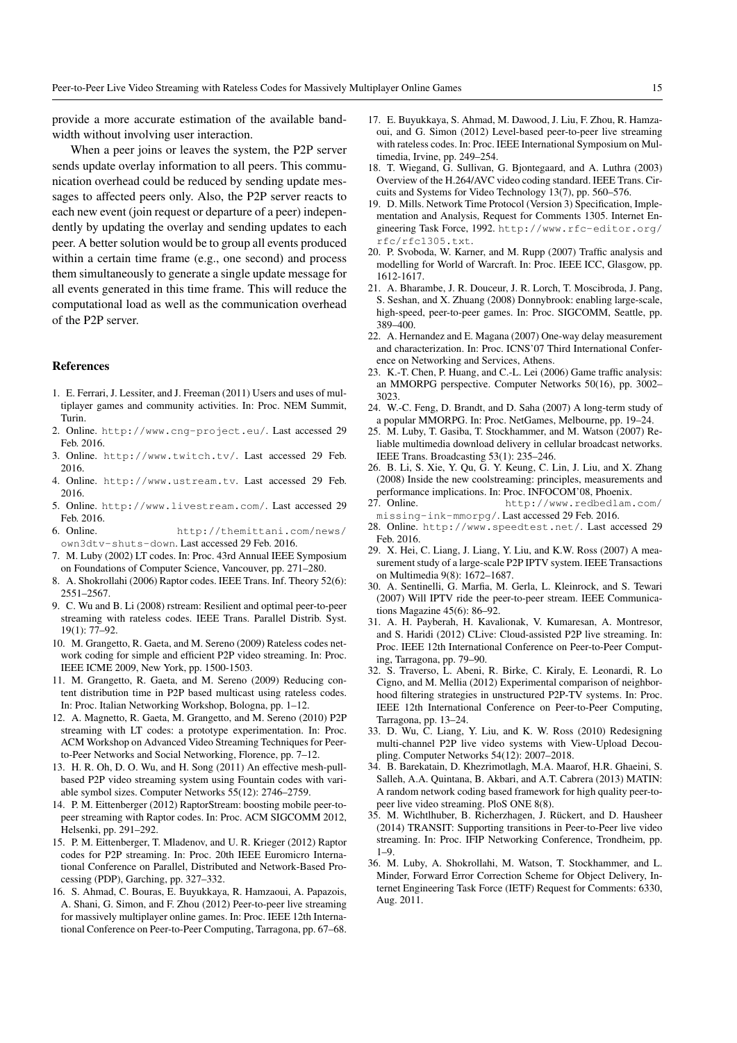provide a more accurate estimation of the available bandwidth without involving user interaction.

When a peer joins or leaves the system, the P2P server sends update overlay information to all peers. This communication overhead could be reduced by sending update messages to affected peers only. Also, the P2P server reacts to each new event (join request or departure of a peer) independently by updating the overlay and sending updates to each peer. A better solution would be to group all events produced within a certain time frame (e.g., one second) and process them simultaneously to generate a single update message for all events generated in this time frame. This will reduce the computational load as well as the communication overhead of the P2P server.

## References

1. E. Ferrari, J. Lessiter, and J. Freeman (2011) Users and uses of multiplayer games and community activities. In: Proc. NEM Summit, Turin.
2. Online. http://www.cng-project.eu/. Last accessed 29 Feb. 2016.
3. Online. http://www.twitch.tv/. Last accessed 29 Feb. 2016.
4. Online. http://www.ustream.tv. Last accessed 29 Feb. 2016.
5. Online. http://www.livestream.com/. Last accessed 29 Feb. 2016.
6. Online. http://themittani.com/news/own3dtv-shuts-down. Last accessed 29 Feb. 2016.
7. M. Luby (2002) LT codes. In: Proc. 43rd Annual IEEE Symposium on Foundations of Computer Science, Vancouver, pp. 271–280.
8. A. Shokrollahi (2006) Raptor codes. IEEE Trans. Inf. Theory 52(6): 2551–2567.
9. C. Wu and B. Li (2008) rstream: Resilient and optimal peer-to-peer streaming with rateless codes. IEEE Trans. Parallel Distrib. Syst. 19(1): 77–92.
10. M. Grangetto, R. Gaeta, and M. Sereno (2009) Rateless codes network coding for simple and efficient P2P video streaming. In: Proc. IEEE ICME 2009, New York, pp. 1500-1503.
11. M. Grangetto, R. Gaeta, and M. Sereno (2009) Reducing content distribution time in P2P based multicast using rateless codes. In: Proc. Italian Networking Workshop, Bologna, pp. 1–12.
12. A. Magnetto, R. Gaeta, M. Grangetto, and M. Sereno (2010) P2P streaming with LT codes: a prototype experimentation. In: Proc. ACM Workshop on Advanced Video Streaming Techniques for Peer-to-Peer Networks and Social Networking, Florence, pp. 7–12.
13. H. R. Oh, D. O. Wu, and H. Song (2011) An effective mesh-pull-based P2P video streaming system using Fountain codes with variable symbol sizes. Computer Networks 55(12): 2746–2759.
14. P. M. Eittenberger (2012) RaptorStream: boosting mobile peer-to-peer streaming with Raptor codes. In: Proc. ACM SIGCOMM 2012, Helsenki, pp. 291–292.
15. P. M. Eittenberger, T. Mladenov, and U. R. Krieger (2012) Raptor codes for P2P streaming. In: Proc. 20th IEEE Euromicro International Conference on Parallel, Distributed and Network-Based Processing (PDP), Garching, pp. 327–332.
16. S. Ahmad, C. Bouras, E. Buyukkaya, R. Hamzaoui, A. Papazois, A. Shani, G. Simon, and F. Zhou (2012) Peer-to-peer live streaming for massively multiplayer online games. In: Proc. IEEE 12th International Conference on Peer-to-Peer Computing, Tarragona, pp. 67–68.
17. E. Buyukkaya, S. Ahmad, M. Dawood, J. Liu, F. Zhou, R. Hamzaoui, and G. Simon (2012) Level-based peer-to-peer live streaming with rateless codes. In: Proc. IEEE International Symposium on Multimedia, Irvine, pp. 249–254.
18. T. Wiegand, G. Sullivan, G. Bjontegaard, and A. Luthra (2003) Overview of the H.264/AVC video coding standard. IEEE Trans. Circuits and Systems for Video Technology 13(7), pp. 560–576.
19. D. Mills. Network Time Protocol (Version 3) Specification, Implementation and Analysis, Request for Comments 1305. Internet Engineering Task Force, 1992. http://www.rfc-editor.org/rfc/rfc1305.txt.
20. P. Svoboda, W. Karner, and M. Rupp (2007) Traffic analysis and modelling for World of Warcraft. In: Proc. IEEE ICC, Glasgow, pp. 1612-1617.
21. A. Bharambe, J. R. Douceur, J. R. Lorch, T. Moscibroda, J. Pang, S. Seshan, and X. Zhuang (2008) Donnybrook: enabling large-scale, high-speed, peer-to-peer games. In: Proc. SIGCOMM, Seattle, pp. 389–400.
22. A. Hernandez and E. Magana (2007) One-way delay measurement and characterization. In: Proc. ICNS'07 Third International Conference on Networking and Services, Athens.
23. K.-T. Chen, P. Huang, and C.-L. Lei (2006) Game traffic analysis: an MMORPG perspective. Computer Networks 50(16), pp. 3002–3023.
24. W.-C. Feng, D. Brandt, and D. Saha (2007) A long-term study of a popular MMORPG. In: Proc. NetGames, Melbourne, pp. 19–24.
25. M. Luby, T. Gasiba, T. Stockhammer, and M. Watson (2007) Reliable multimedia download delivery in cellular broadcast networks. IEEE Trans. Broadcasting 53(1): 235–246.
26. B. Li, S. Xie, Y. Qu, G. Y. Keung, C. Lin, J. Liu, and X. Zhang (2008) Inside the new coolstreaming: principles, measurements and performance implications. In: Proc. INFOCOM'08, Phoenix.
27. Online. http://www.redbedlam.com/missing-ink-mmorpg/. Last accessed 29 Feb. 2016.
28. Online. http://www.speedtest.net/. Last accessed 29 Feb. 2016.
29. X. Hei, C. Liang, J. Liang, Y. Liu, and K.W. Ross (2007) A measurement study of a large-scale P2P IPTV system. IEEE Transactions on Multimedia 9(8): 1672–1687.
30. A. Sentinelli, G. Marfia, M. Gerla, L. Kleinrock, and S. Tewari (2007) Will IPTV ride the peer-to-peer stream. IEEE Communications Magazine 45(6): 86–92.
31. A. H. Payberah, H. Kavalionak, V. Kumaresan, A. Montresor, and S. Haridi (2012) CLive: Cloud-assisted P2P live streaming. In: Proc. IEEE 12th International Conference on Peer-to-Peer Computing, Tarragona, pp. 79–90.
32. S. Traverso, L. Abeni, R. Birke, C. Kiraly, E. Leonardi, R. Lo Cigno, and M. Mellia (2012) Experimental comparison of neighborhood filtering strategies in unstructured P2P-TV systems. In: Proc. IEEE 12th International Conference on Peer-to-Peer Computing, Tarragona, pp. 13–24.
33. D. Wu, C. Liang, Y. Liu, and K. W. Ross (2010) Redesigning multi-channel P2P live video systems with View-Upload Decoupling. Computer Networks 54(12): 2007–2018.
34. B. Barekatain, D. Khezrimotlagh, M.A. Maarof, H.R. Ghaeini, S. Salleh, A.A. Quintana, B. Akbari, and A.T. Cabrera (2013) MATIN: A random network coding based framework for high quality peer-to-peer live video streaming. PloS ONE 8(8).
35. M. Wichtlhuber, B. Richerzhagen, J. Rückert, and D. Hausheer (2014) TRANSIT: Supporting transitions in Peer-to-Peer live video streaming. In: Proc. IFIP Networking Conference, Trondheim, pp. 1–9.
36. M. Luby, A. Shokrollahi, M. Watson, T. Stockhammer, and L. Minder, Forward Error Correction Scheme for Object Delivery, Internet Engineering Task Force (IETF) Request for Comments: 6330, Aug. 2011.